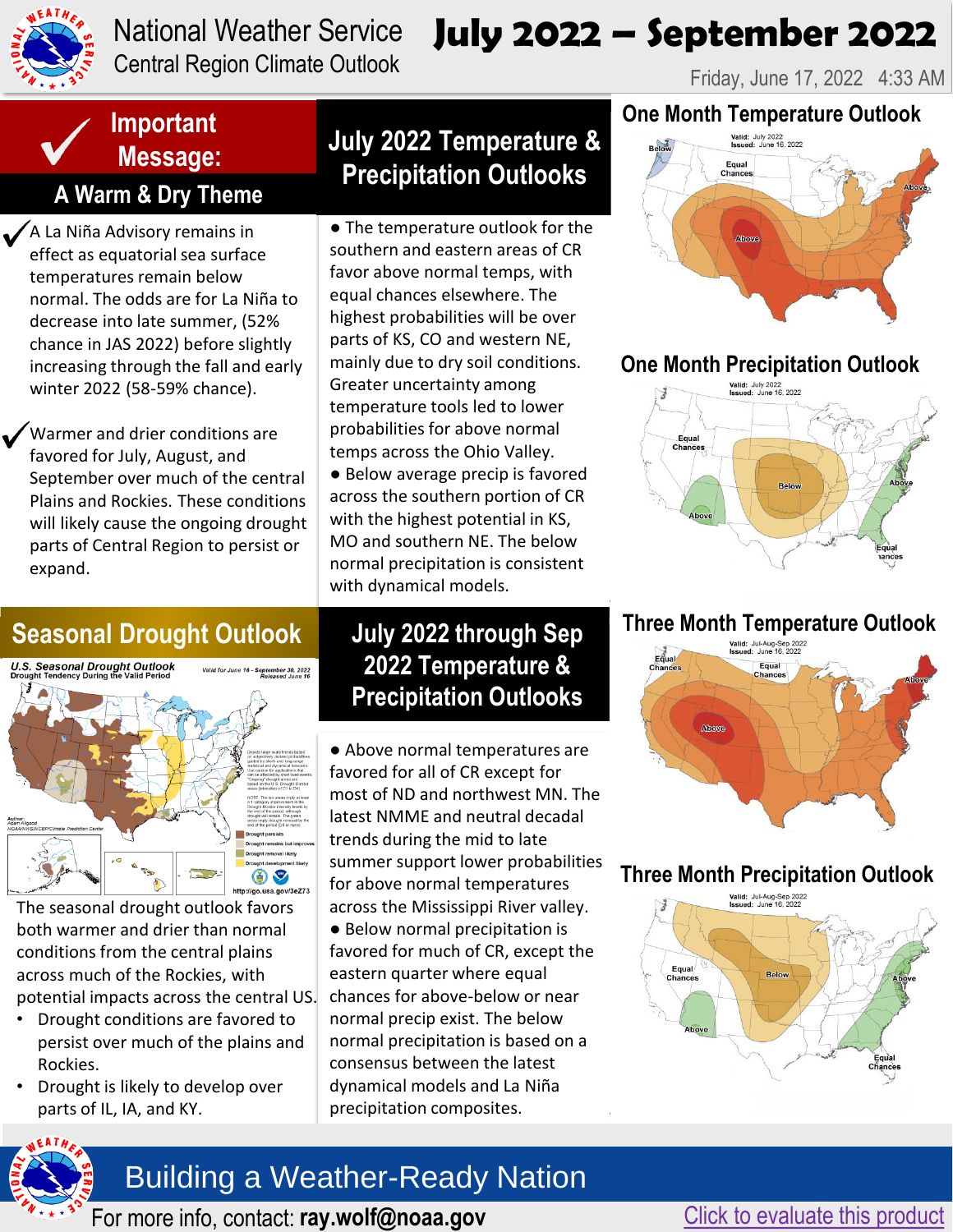# National Weather Service Central Region Climate Outlook

# July 2022 – September 2022

Friday, June 17, 2022 4:33 AM

## Important Message: A Warm & Dry Theme

- A La Niña Advisory remains in effect as equatorial sea surface temperatures remain below normal. The odds are for La Niña to decrease into late summer, (52% chance in JAS 2022) before slightly increasing through the fall and early winter 2022 (58-59% chance).
- Warmer and drier conditions are favored for July, August, and September over much of the central Plains and Rockies. These conditions will likely cause the ongoing drought parts of Central Region to persist or expand.

## July 2022 Temperature & Precipitation Outlooks

- The temperature outlook for the southern and eastern areas of CR favor above normal temps, with equal chances elsewhere. The highest probabilities will be over parts of KS, CO and western NE, mainly due to dry soil conditions. Greater uncertainty among temperature tools led to lower probabilities for above normal temps across the Ohio Valley.
- Below average precip is favored across the southern portion of CR with the highest potential in KS, MO and southern NE. The below normal precipitation is consistent with dynamical models.

## One Month Temperature Outlook

Valid: July 2022
Issued: June 16, 2022

Below, Equal Chances, Above, Above, Above

## One Month Precipitation Outlook

Valid: July 2022
Issued: June 16, 2022

Equal Chances, Below, Above, Above, Equal Chances

## Seasonal Drought Outlook

U.S. Seasonal Drought Outlook
Drought Tendency During the Valid Period
Valid for June 16 - September 30, 2022
Released June 16

Author: Adam Allgood, NOAA/NWS/NCEP/Climate Prediction Center

Drought persists; Drought remains but improves; Drought removal likely; Drought development likely

http://go.usa.gov/3eZ73

The seasonal drought outlook favors both warmer and drier than normal conditions from the central plains across much of the Rockies, with potential impacts across the central US.

- Drought conditions are favored to persist over much of the plains and Rockies.
- Drought is likely to develop over parts of IL, IA, and KY.

## July 2022 through Sep 2022 Temperature & Precipitation Outlooks

- Above normal temperatures are favored for all of CR except for most of ND and northwest MN. The latest NMME and neutral decadal trends during the mid to late summer support lower probabilities for above normal temperatures across the Mississippi River valley.
- Below normal precipitation is favored for much of CR, except the eastern quarter where equal chances for above-below or near normal precip exist. The below normal precipitation is based on a consensus between the latest dynamical models and La Niña precipitation composites.

## Three Month Temperature Outlook

Valid: Jul-Aug-Sep 2022
Issued: June 16, 2022

Equal Chances, Equal Chances, Above, Above

## Three Month Precipitation Outlook

Valid: Jul-Aug-Sep 2022
Issued: June 16, 2022

Equal Chances, Below, Above, Above, Equal Chances

## Building a Weather-Ready Nation

For more info, contact: **ray.wolf@noaa.gov**

Click to evaluate this product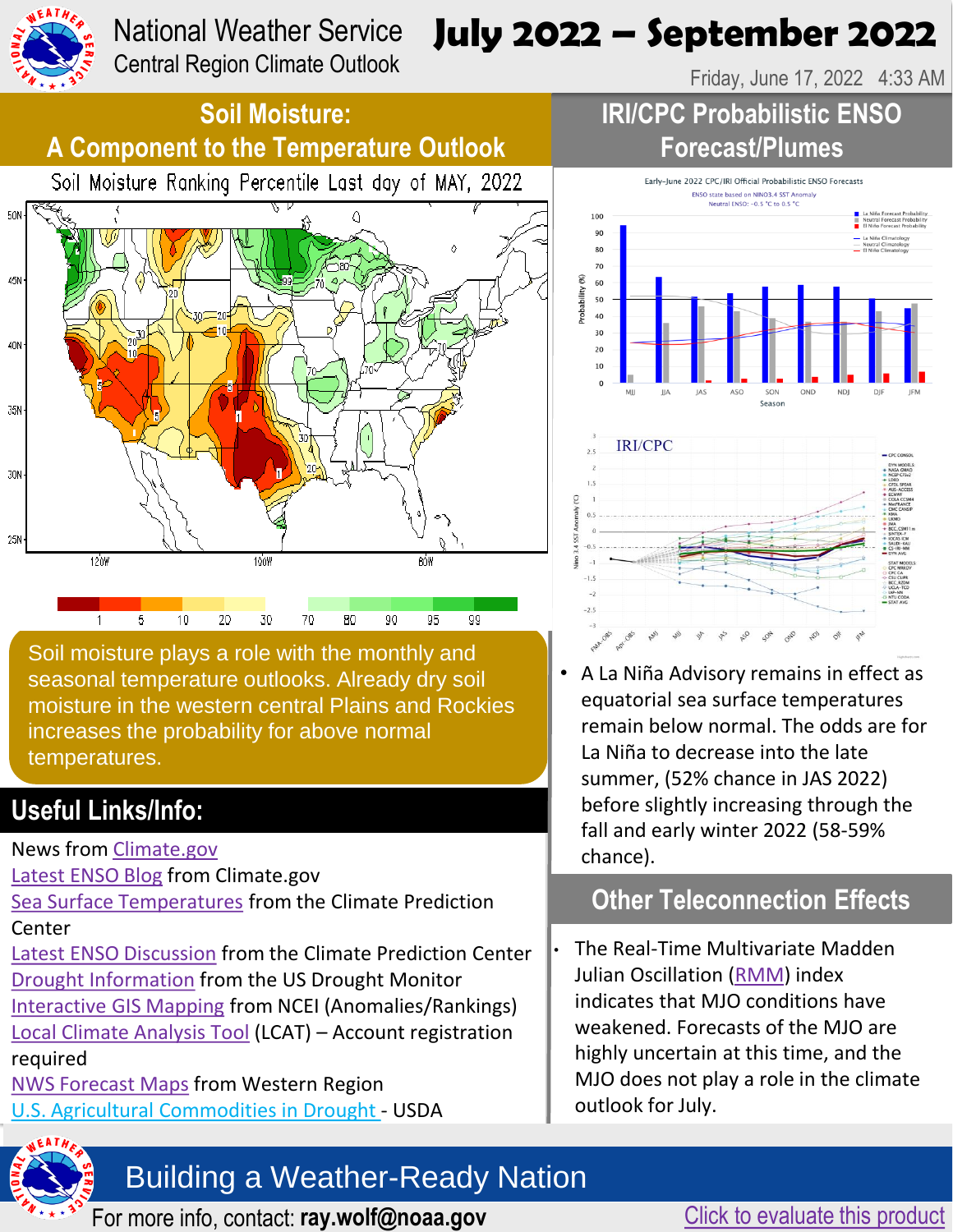# National Weather Service
## Central Region Climate Outlook

# July 2022 – September 2022

Friday, June 17, 2022 4:33 AM

## Soil Moisture: A Component to the Temperature Outlook

Soil Moisture Ranking Percentile Last day of MAY, 2022

1 5 10 20 30 70 80 90 95 99

Soil moisture plays a role with the monthly and seasonal temperature outlooks. Already dry soil moisture in the western central Plains and Rockies increases the probability for above normal temperatures.

## Useful Links/Info:

News from Climate.gov
Latest ENSO Blog from Climate.gov
Sea Surface Temperatures from the Climate Prediction Center
Latest ENSO Discussion from the Climate Prediction Center
Drought Information from the US Drought Monitor
Interactive GIS Mapping from NCEI (Anomalies/Rankings)
Local Climate Analysis Tool (LCAT) – Account registration required
NWS Forecast Maps from Western Region
U.S. Agricultural Commodities in Drought - USDA

## IRI/CPC Probabilistic ENSO Forecast/Plumes

Early-June 2022 CPC/IRI Official Probabilistic ENSO Forecasts

ENSO state based on NINO3.4 SST Anomaly

Neutral ENSO: -0.5 °C to 0.5 °C

IRI/CPC

- A La Niña Advisory remains in effect as equatorial sea surface temperatures remain below normal. The odds are for La Niña to decrease into the late summer, (52% chance in JAS 2022) before slightly increasing through the fall and early winter 2022 (58-59% chance).

## Other Teleconnection Effects

- The Real-Time Multivariate Madden Julian Oscillation (RMM) index indicates that MJO conditions have weakened. Forecasts of the MJO are highly uncertain at this time, and the MJO does not play a role in the climate outlook for July.

Building a Weather-Ready Nation

For more info, contact: **ray.wolf@noaa.gov**

Click to evaluate this product